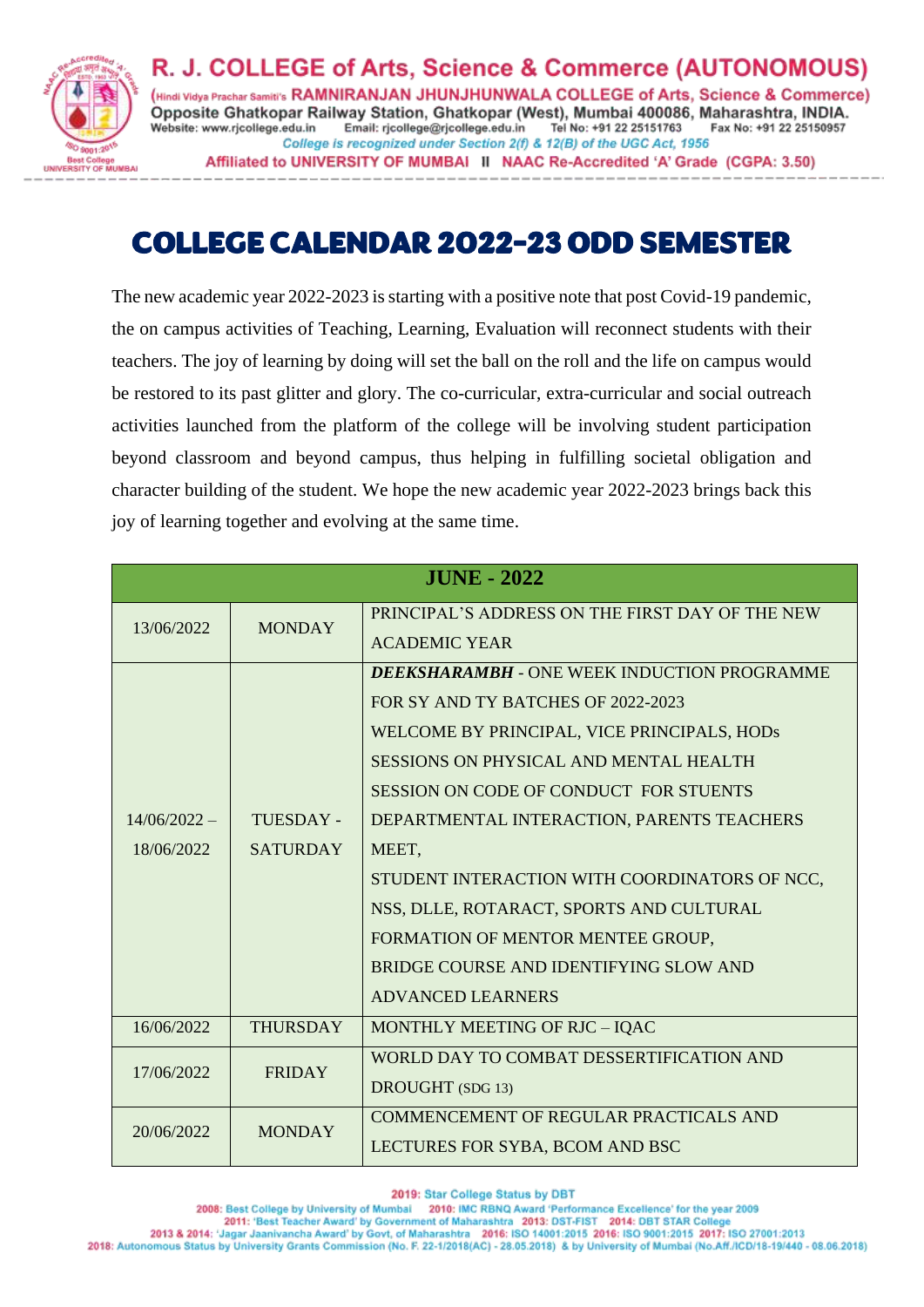# R. J. COLLEGE of Arts, Science & Commerce (AUTONOMOUS)

(Hindi Vidya Prachar Samiti's RAMNIRANJAN JHUNJHUNWALA COLLEGE of Arts, Science & Commerce)
Opposite Ghatkopar Railway Station, Ghatkopar (West), Mumbai 400086, Maharashtra, INDIA.
Website: www.rjcollege.edu.in Email: rjcollege@rjcollege.edu.in Tel No: +91 22 25151763 Fax No: +91 22 25150957
College is recognized under Section 2(f) & 12(B) of the UGC Act, 1956
Affiliated to UNIVERSITY OF MUMBAI II NAAC Re-Accredited 'A' Grade (CGPA: 3.50)

## COLLEGE CALENDAR 2022-23 ODD SEMESTER

The new academic year 2022-2023 is starting with a positive note that post Covid-19 pandemic, the on campus activities of Teaching, Learning, Evaluation will reconnect students with their teachers. The joy of learning by doing will set the ball on the roll and the life on campus would be restored to its past glitter and glory. The co-curricular, extra-curricular and social outreach activities launched from the platform of the college will be involving student participation beyond classroom and beyond campus, thus helping in fulfilling societal obligation and character building of the student. We hope the new academic year 2022-2023 brings back this joy of learning together and evolving at the same time.

| JUNE - 2022 | | |
|---|---|---|
| 13/06/2022 | MONDAY | PRINCIPAL'S ADDRESS ON THE FIRST DAY OF THE NEW ACADEMIC YEAR |
| 14/06/2022 – 18/06/2022 | TUESDAY - SATURDAY | ***DEEKSHARAMBH*** - ONE WEEK INDUCTION PROGRAMME FOR SY AND TY BATCHES OF 2022-2023<br>WELCOME BY PRINCIPAL, VICE PRINCIPALS, HODs<br>SESSIONS ON PHYSICAL AND MENTAL HEALTH<br>SESSION ON CODE OF CONDUCT FOR STUENTS<br>DEPARTMENTAL INTERACTION, PARENTS TEACHERS MEET,<br>STUDENT INTERACTION WITH COORDINATORS OF NCC, NSS, DLLE, ROTARACT, SPORTS AND CULTURAL<br>FORMATION OF MENTOR MENTEE GROUP,<br>BRIDGE COURSE AND IDENTIFYING SLOW AND ADVANCED LEARNERS |
| 16/06/2022 | THURSDAY | MONTHLY MEETING OF RJC – IQAC |
| 17/06/2022 | FRIDAY | WORLD DAY TO COMBAT DESSERTIFICATION AND DROUGHT (SDG 13) |
| 20/06/2022 | MONDAY | COMMENCEMENT OF REGULAR PRACTICALS AND LECTURES FOR SYBA, BCOM AND BSC |

2019: Star College Status by DBT
2008: Best College by University of Mumbai 2010: IMC RBNQ Award 'Performance Excellence' for the year 2009
2011: 'Best Teacher Award' by Government of Maharashtra 2013: DST-FIST 2014: DBT STAR College
2013 & 2014: 'Jagar Jaanivancha Award' by Govt. of Maharashtra 2016: ISO 14001:2015 2016: ISO 9001:2015 2017: ISO 27001:2013
2018: Autonomous Status by University Grants Commission (No. F. 22-1/2018(AC) - 28.05.2018) & by University of Mumbai (No.Aff./ICD/18-19/440 - 08.06.2018)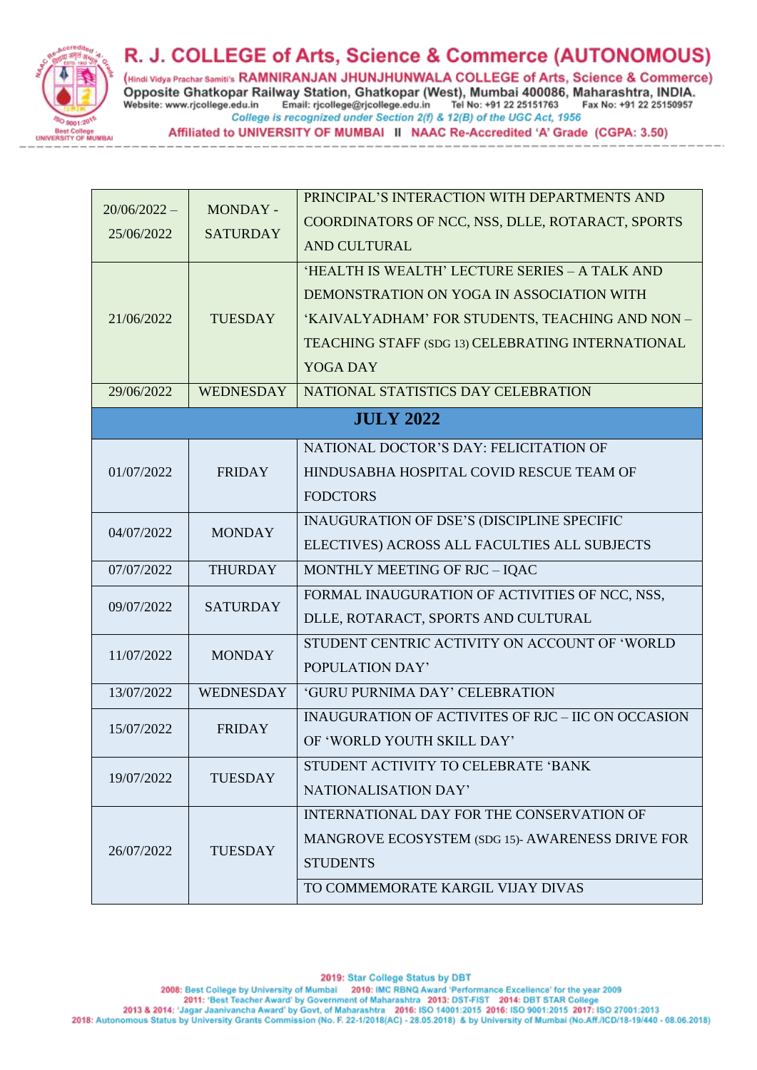| | | |
|---|---|---|
| 20/06/2022 – 25/06/2022 | MONDAY - SATURDAY | PRINCIPAL'S INTERACTION WITH DEPARTMENTS AND COORDINATORS OF NCC, NSS, DLLE, ROTARACT, SPORTS AND CULTURAL |
| 21/06/2022 | TUESDAY | 'HEALTH IS WEALTH' LECTURE SERIES – A TALK AND DEMONSTRATION ON YOGA IN ASSOCIATION WITH 'KAIVALYADHAM' FOR STUDENTS, TEACHING AND NON – TEACHING STAFF (SDG 13) CELEBRATING INTERNATIONAL YOGA DAY |
| 29/06/2022 | WEDNESDAY | NATIONAL STATISTICS DAY CELEBRATION |
| **JULY 2022** | | |
| 01/07/2022 | FRIDAY | NATIONAL DOCTOR'S DAY: FELICITATION OF HINDUSABHA HOSPITAL COVID RESCUE TEAM OF FODCTORS |
| 04/07/2022 | MONDAY | INAUGURATION OF DSE'S (DISCIPLINE SPECIFIC ELECTIVES) ACROSS ALL FACULTIES ALL SUBJECTS |
| 07/07/2022 | THURDAY | MONTHLY MEETING OF RJC – IQAC |
| 09/07/2022 | SATURDAY | FORMAL INAUGURATION OF ACTIVITIES OF NCC, NSS, DLLE, ROTARACT, SPORTS AND CULTURAL |
| 11/07/2022 | MONDAY | STUDENT CENTRIC ACTIVITY ON ACCOUNT OF 'WORLD POPULATION DAY' |
| 13/07/2022 | WEDNESDAY | 'GURU PURNIMA DAY' CELEBRATION |
| 15/07/2022 | FRIDAY | INAUGURATION OF ACTIVITES OF RJC – IIC ON OCCASION OF 'WORLD YOUTH SKILL DAY' |
| 19/07/2022 | TUESDAY | STUDENT ACTIVITY TO CELEBRATE 'BANK NATIONALISATION DAY' |
| 26/07/2022 | TUESDAY | INTERNATIONAL DAY FOR THE CONSERVATION OF MANGROVE ECOSYSTEM (SDG 15)- AWARENESS DRIVE FOR STUDENTS |
| | | TO COMMEMORATE KARGIL VIJAY DIVAS |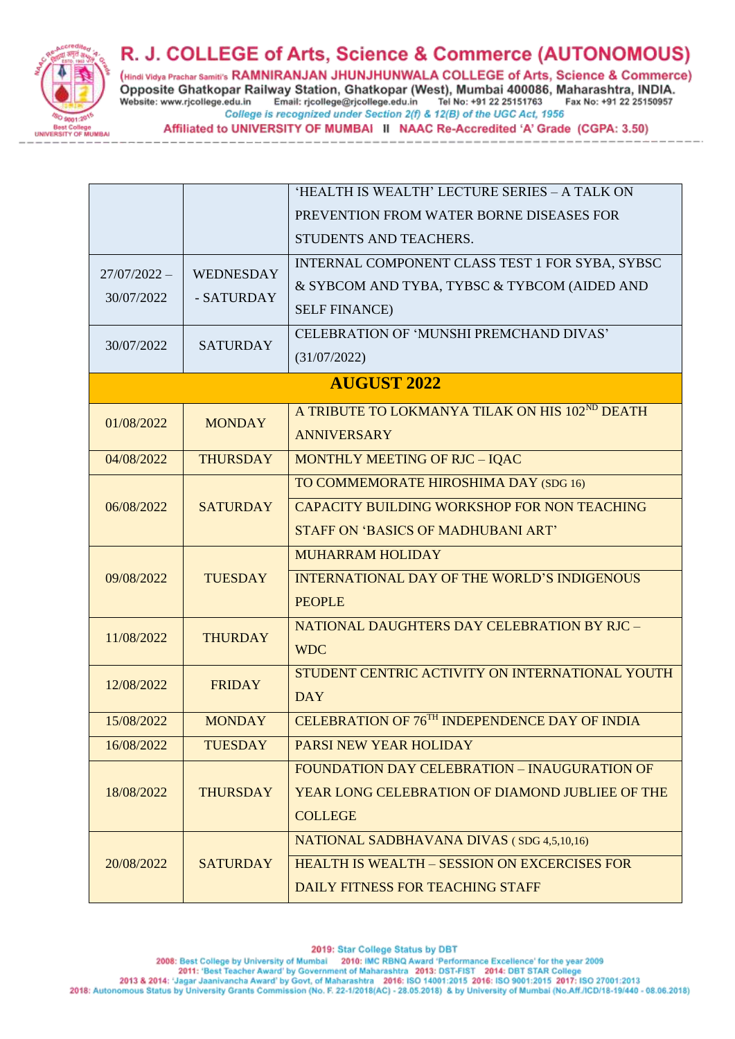| | | |
|---|---|---|
| | | ‘HEALTH IS WEALTH’ LECTURE SERIES – A TALK ON PREVENTION FROM WATER BORNE DISEASES FOR STUDENTS AND TEACHERS. |
| 27/07/2022 – 30/07/2022 | WEDNESDAY - SATURDAY | INTERNAL COMPONENT CLASS TEST 1 FOR SYBA, SYBSC & SYBCOM AND TYBA, TYBSC & TYBCOM (AIDED AND SELF FINANCE) |
| 30/07/2022 | SATURDAY | CELEBRATION OF ‘MUNSHI PREMCHAND DIVAS’ (31/07/2022) |
| **AUGUST 2022** | | |
| 01/08/2022 | MONDAY | A TRIBUTE TO LOKMANYA TILAK ON HIS 102ND DEATH ANNIVERSARY |
| 04/08/2022 | THURSDAY | MONTHLY MEETING OF RJC – IQAC |
| 06/08/2022 | SATURDAY | TO COMMEMORATE HIROSHIMA DAY (SDG 16) |
| | | CAPACITY BUILDING WORKSHOP FOR NON TEACHING STAFF ON ‘BASICS OF MADHUBANI ART’ |
| 09/08/2022 | TUESDAY | MUHARRAM HOLIDAY |
| | | INTERNATIONAL DAY OF THE WORLD’S INDIGENOUS PEOPLE |
| 11/08/2022 | THURDAY | NATIONAL DAUGHTERS DAY CELEBRATION BY RJC – WDC |
| 12/08/2022 | FRIDAY | STUDENT CENTRIC ACTIVITY ON INTERNATIONAL YOUTH DAY |
| 15/08/2022 | MONDAY | CELEBRATION OF 76TH INDEPENDENCE DAY OF INDIA |
| 16/08/2022 | TUESDAY | PARSI NEW YEAR HOLIDAY |
| 18/08/2022 | THURSDAY | FOUNDATION DAY CELEBRATION – INAUGURATION OF YEAR LONG CELEBRATION OF DIAMOND JUBLIEE OF THE COLLEGE |
| 20/08/2022 | SATURDAY | NATIONAL SADBHAVANA DIVAS ( SDG 4,5,10,16) |
| | | HEALTH IS WEALTH – SESSION ON EXCERCISES FOR DAILY FITNESS FOR TEACHING STAFF |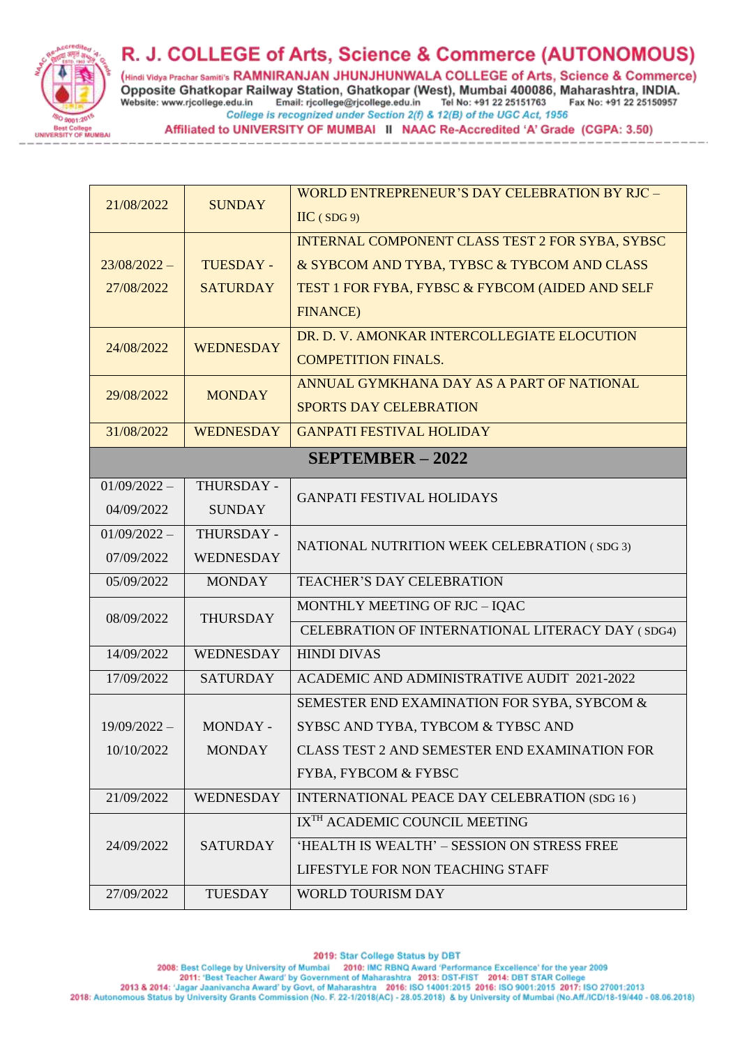| | | |
|---|---|---|
| 21/08/2022 | SUNDAY | WORLD ENTREPRENEUR'S DAY CELEBRATION BY RJC – IIC ( SDG 9) |
| 23/08/2022 – 27/08/2022 | TUESDAY - SATURDAY | INTERNAL COMPONENT CLASS TEST 2 FOR SYBA, SYBSC & SYBCOM AND TYBA, TYBSC & TYBCOM AND CLASS TEST 1 FOR FYBA, FYBSC & FYBCOM (AIDED AND SELF FINANCE) |
| 24/08/2022 | WEDNESDAY | DR. D. V. AMONKAR INTERCOLLEGIATE ELOCUTION COMPETITION FINALS. |
| 29/08/2022 | MONDAY | ANNUAL GYMKHANA DAY AS A PART OF NATIONAL SPORTS DAY CELEBRATION |
| 31/08/2022 | WEDNESDAY | GANPATI FESTIVAL HOLIDAY |
| **SEPTEMBER – 2022** | | |
| 01/09/2022 – 04/09/2022 | THURSDAY - SUNDAY | GANPATI FESTIVAL HOLIDAYS |
| 01/09/2022 – 07/09/2022 | THURSDAY - WEDNESDAY | NATIONAL NUTRITION WEEK CELEBRATION ( SDG 3) |
| 05/09/2022 | MONDAY | TEACHER'S DAY CELEBRATION |
| 08/09/2022 | THURSDAY | MONTHLY MEETING OF RJC – IQAC |
| | | CELEBRATION OF INTERNATIONAL LITERACY DAY ( SDG4) |
| 14/09/2022 | WEDNESDAY | HINDI DIVAS |
| 17/09/2022 | SATURDAY | ACADEMIC AND ADMINISTRATIVE AUDIT 2021-2022 |
| 19/09/2022 – 10/10/2022 | MONDAY - MONDAY | SEMESTER END EXAMINATION FOR SYBA, SYBCOM & SYBSC AND TYBA, TYBCOM & TYBSC AND CLASS TEST 2 AND SEMESTER END EXAMINATION FOR FYBA, FYBCOM & FYBSC |
| 21/09/2022 | WEDNESDAY | INTERNATIONAL PEACE DAY CELEBRATION (SDG 16 ) |
| 24/09/2022 | SATURDAY | IX$^{TH}$ ACADEMIC COUNCIL MEETING |
| | | 'HEALTH IS WEALTH' – SESSION ON STRESS FREE LIFESTYLE FOR NON TEACHING STAFF |
| 27/09/2022 | TUESDAY | WORLD TOURISM DAY |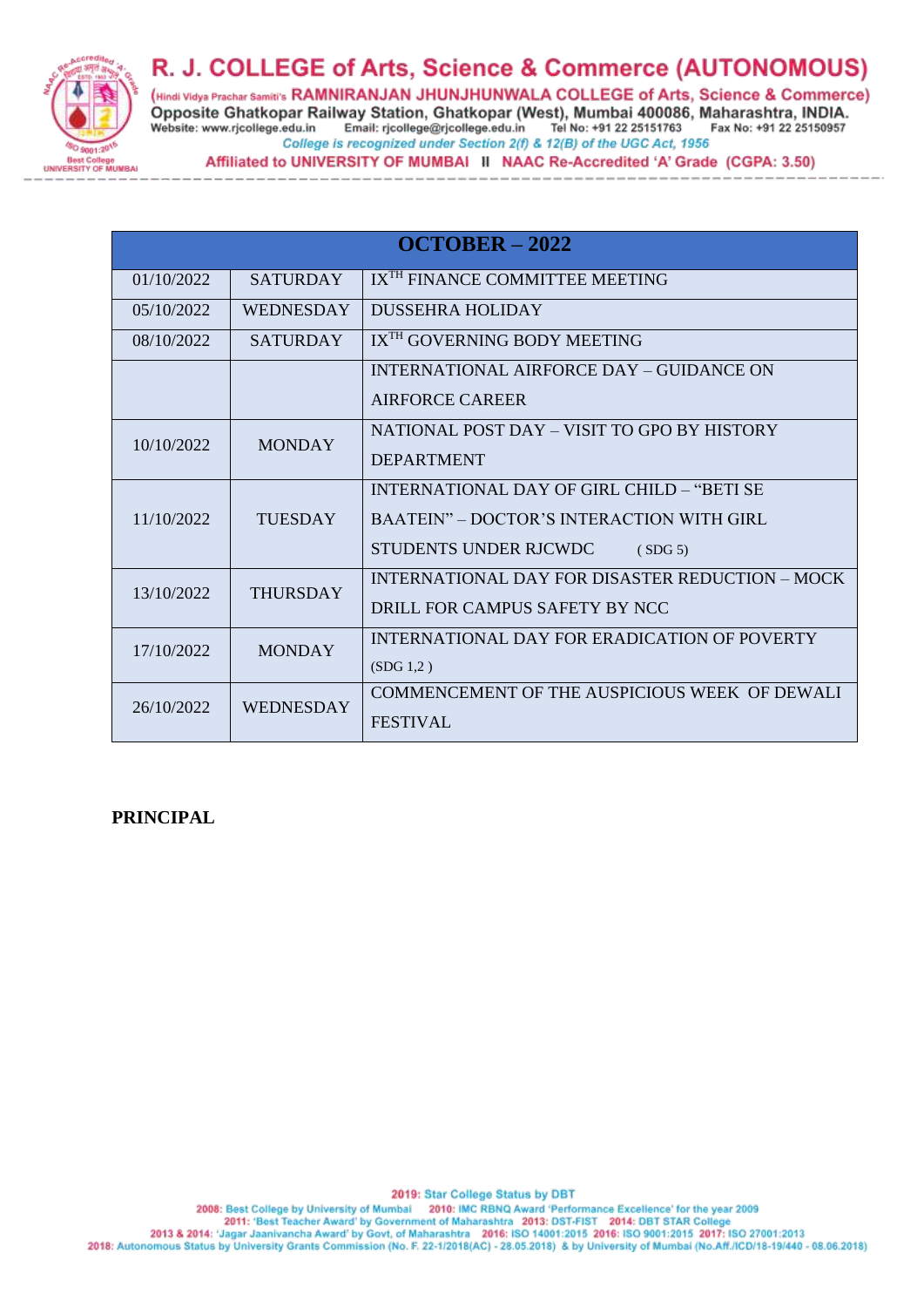| OCTOBER – 2022 | | |
|---|---|---|
| 01/10/2022 | SATURDAY | IX$^{TH}$ FINANCE COMMITTEE MEETING |
| 05/10/2022 | WEDNESDAY | DUSSEHRA HOLIDAY |
| 08/10/2022 | SATURDAY | IX$^{TH}$ GOVERNING BODY MEETING |
| | | INTERNATIONAL AIRFORCE DAY – GUIDANCE ON AIRFORCE CAREER |
| 10/10/2022 | MONDAY | NATIONAL POST DAY – VISIT TO GPO BY HISTORY DEPARTMENT |
| 11/10/2022 | TUESDAY | INTERNATIONAL DAY OF GIRL CHILD – "BETI SE BAATEIN" – DOCTOR'S INTERACTION WITH GIRL STUDENTS UNDER RJCWDC ( SDG 5) |
| 13/10/2022 | THURSDAY | INTERNATIONAL DAY FOR DISASTER REDUCTION – MOCK DRILL FOR CAMPUS SAFETY BY NCC |
| 17/10/2022 | MONDAY | INTERNATIONAL DAY FOR ERADICATION OF POVERTY (SDG 1,2 ) |
| 26/10/2022 | WEDNESDAY | COMMENCEMENT OF THE AUSPICIOUS WEEK OF DEWALI FESTIVAL |

**PRINCIPAL**